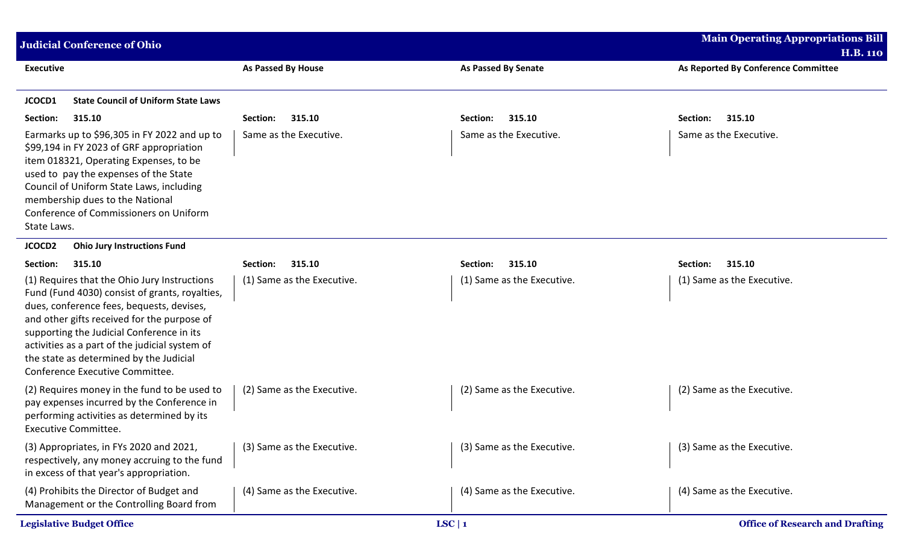## Judicial Conference of Ohio

**Main Operating Appropriations Bill H.B. 110**

| Executive | As Passed By House | As Passed By Senate | As Reported By Conference Committee |
|---|---|---|---|
| **JCOCD1 State Council of Uniform State Laws** | | | |
| **Section: 315.10** | **Section: 315.10** | **Section: 315.10** | **Section: 315.10** |
| Earmarks up to $96,305 in FY 2022 and up to $99,194 in FY 2023 of GRF appropriation item 018321, Operating Expenses, to be used to pay the expenses of the State Council of Uniform State Laws, including membership dues to the National Conference of Commissioners on Uniform State Laws. | Same as the Executive. | Same as the Executive. | Same as the Executive. |
| **JCOCD2 Ohio Jury Instructions Fund** | | | |
| **Section: 315.10** | **Section: 315.10** | **Section: 315.10** | **Section: 315.10** |
| (1) Requires that the Ohio Jury Instructions Fund (Fund 4030) consist of grants, royalties, dues, conference fees, bequests, devises, and other gifts received for the purpose of supporting the Judicial Conference in its activities as a part of the judicial system of the state as determined by the Judicial Conference Executive Committee. | (1) Same as the Executive. | (1) Same as the Executive. | (1) Same as the Executive. |
| (2) Requires money in the fund to be used to pay expenses incurred by the Conference in performing activities as determined by its Executive Committee. | (2) Same as the Executive. | (2) Same as the Executive. | (2) Same as the Executive. |
| (3) Appropriates, in FYs 2020 and 2021, respectively, any money accruing to the fund in excess of that year's appropriation. | (3) Same as the Executive. | (3) Same as the Executive. | (3) Same as the Executive. |
| (4) Prohibits the Director of Budget and Management or the Controlling Board from | (4) Same as the Executive. | (4) Same as the Executive. | (4) Same as the Executive. |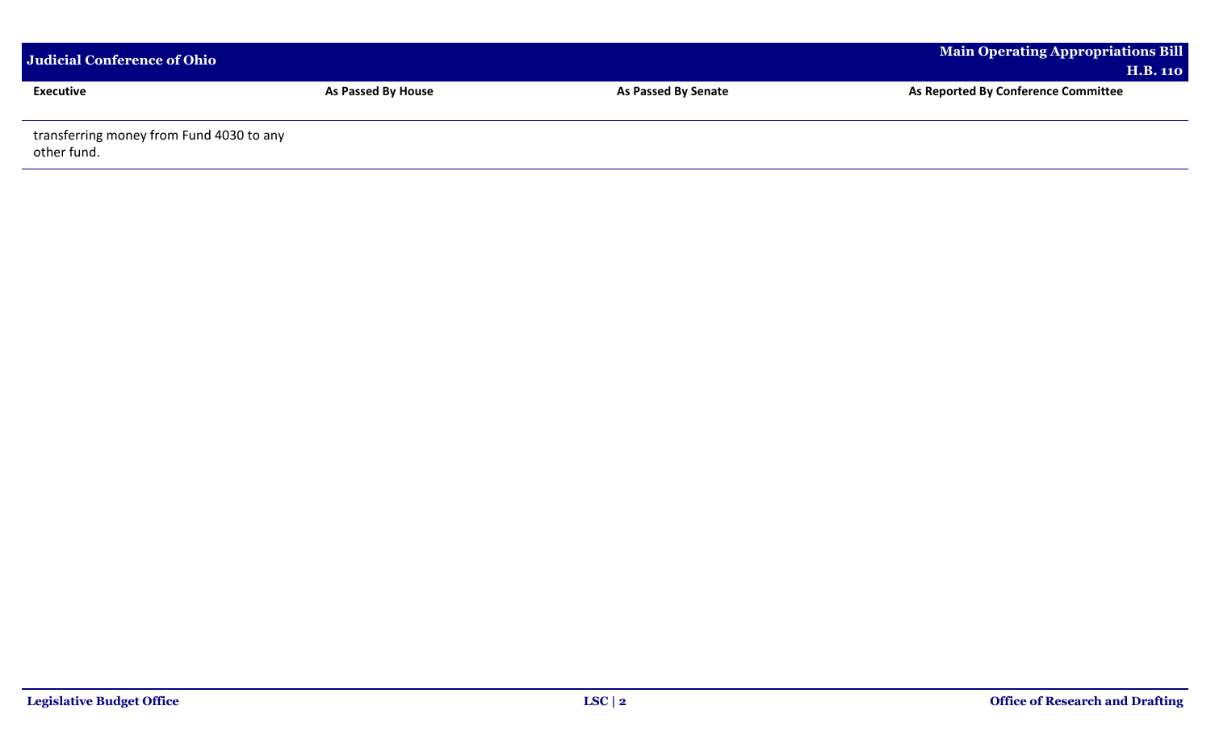| Executive | As Passed By House | As Passed By Senate | As Reported By Conference Committee |
| --- | --- | --- | --- |
| transferring money from Fund 4030 to any other fund. | | | |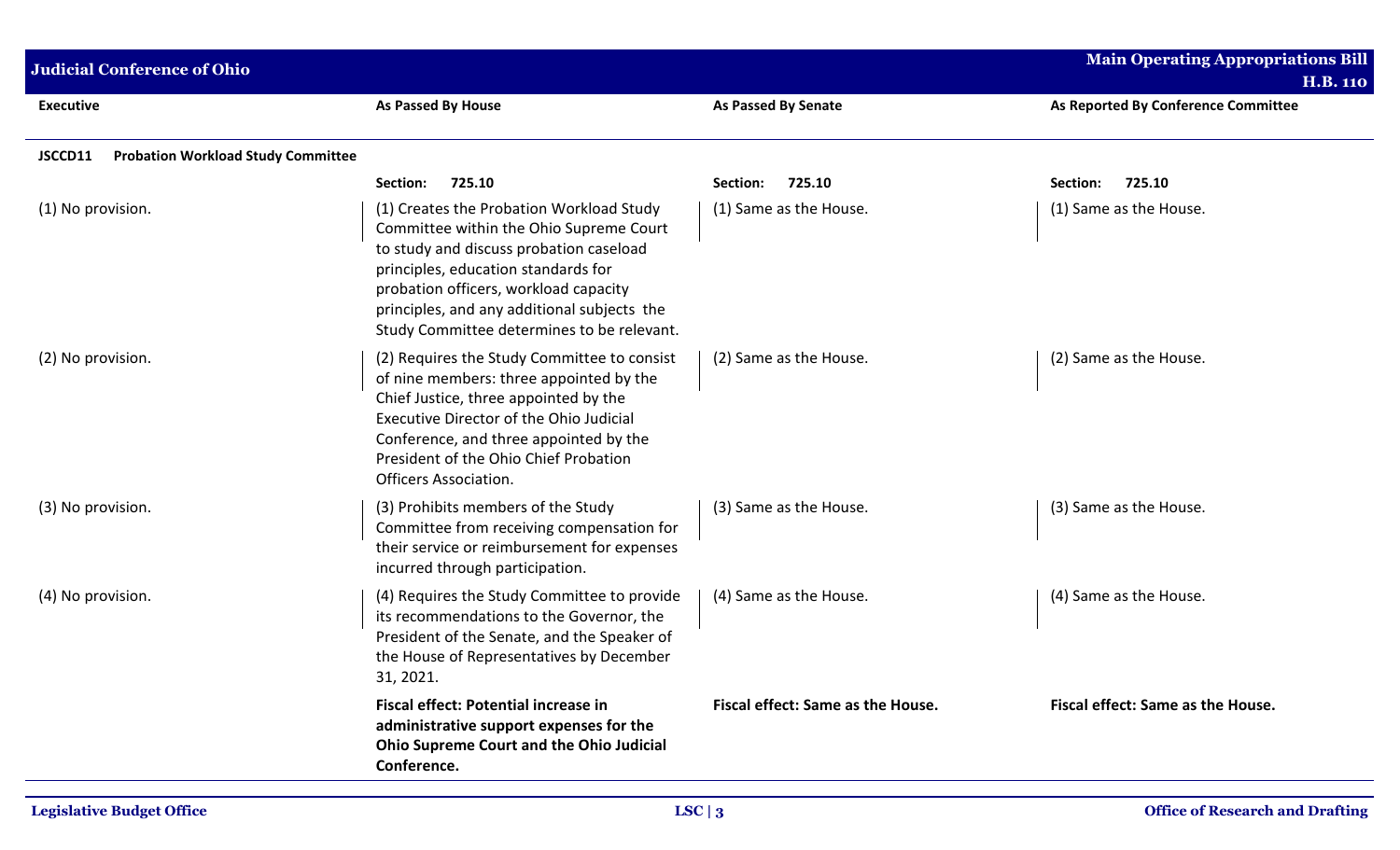| Executive | As Passed By House | As Passed By Senate | As Reported By Conference Committee |
|---|---|---|---|
| **JSCCD11 Probation Workload Study Committee** | | | |
| | **Section: 725.10** | **Section: 725.10** | **Section: 725.10** |
| (1) No provision. | (1) Creates the Probation Workload Study Committee within the Ohio Supreme Court to study and discuss probation caseload principles, education standards for probation officers, workload capacity principles, and any additional subjects the Study Committee determines to be relevant. | (1) Same as the House. | (1) Same as the House. |
| (2) No provision. | (2) Requires the Study Committee to consist of nine members: three appointed by the Chief Justice, three appointed by the Executive Director of the Ohio Judicial Conference, and three appointed by the President of the Ohio Chief Probation Officers Association. | (2) Same as the House. | (2) Same as the House. |
| (3) No provision. | (3) Prohibits members of the Study Committee from receiving compensation for their service or reimbursement for expenses incurred through participation. | (3) Same as the House. | (3) Same as the House. |
| (4) No provision. | (4) Requires the Study Committee to provide its recommendations to the Governor, the President of the Senate, and the Speaker of the House of Representatives by December 31, 2021. | (4) Same as the House. | (4) Same as the House. |
| | **Fiscal effect: Potential increase in administrative support expenses for the Ohio Supreme Court and the Ohio Judicial Conference.** | **Fiscal effect: Same as the House.** | **Fiscal effect: Same as the House.** |